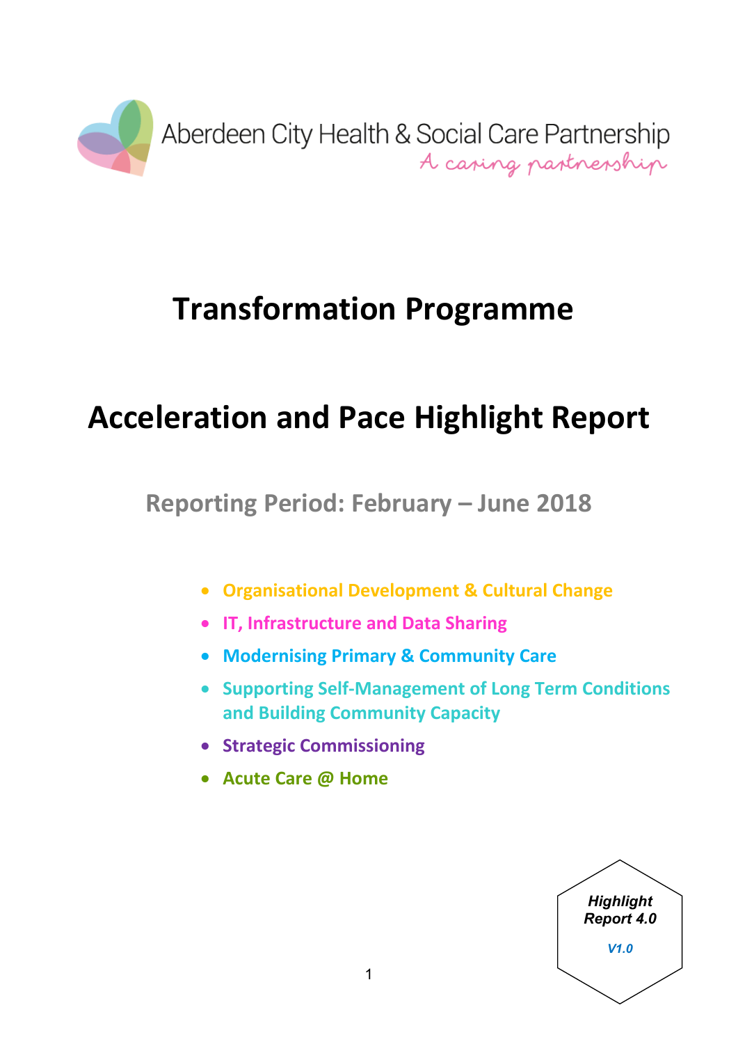Aberdeen City Health & Social Care Partnership

*A caring partnership*

# Transformation Programme

# Acceleration and Pace Highlight Report

## Reporting Period: February – June 2018

- **Organisational Development & Cultural Change**
- **IT, Infrastructure and Data Sharing**
- **Modernising Primary & Community Care**
- **Supporting Self-Management of Long Term Conditions and Building Community Capacity**
- **Strategic Commissioning**
- **Acute Care @ Home**

***Highlight Report 4.0***

***V1.0***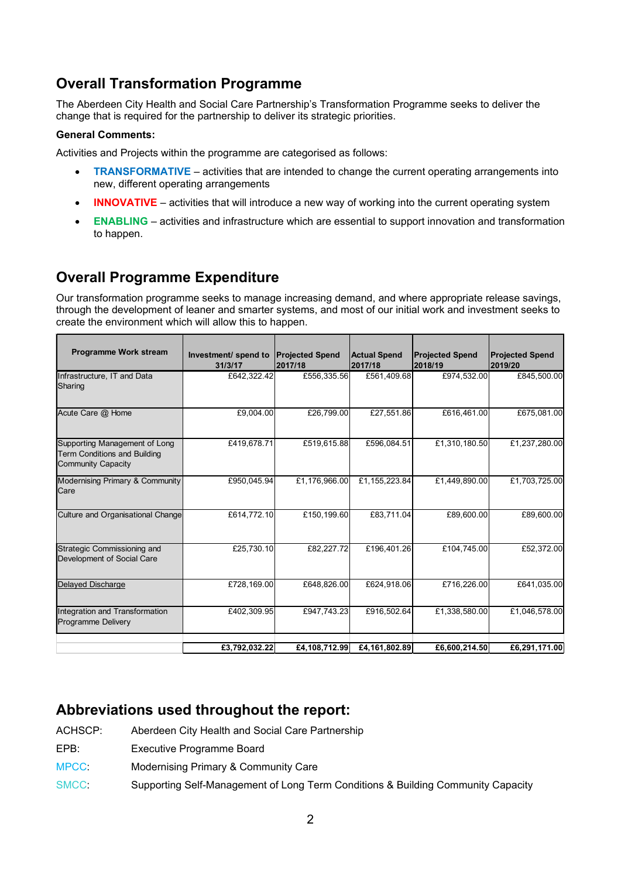## Overall Transformation Programme

The Aberdeen City Health and Social Care Partnership's Transformation Programme seeks to deliver the change that is required for the partnership to deliver its strategic priorities.

**General Comments:**

Activities and Projects within the programme are categorised as follows:

- **TRANSFORMATIVE** – activities that are intended to change the current operating arrangements into new, different operating arrangements
- **INNOVATIVE** – activities that will introduce a new way of working into the current operating system
- **ENABLING** – activities and infrastructure which are essential to support innovation and transformation to happen.

## Overall Programme Expenditure

Our transformation programme seeks to manage increasing demand, and where appropriate release savings, through the development of leaner and smarter systems, and most of our initial work and investment seeks to create the environment which will allow this to happen.

| Programme Work stream | Investment/ spend to 31/3/17 | Projected Spend 2017/18 | Actual Spend 2017/18 | Projected Spend 2018/19 | Projected Spend 2019/20 |
|---|---|---|---|---|---|
| Infrastructure, IT and Data Sharing | £642,322.42 | £556,335.56 | £561,409.68 | £974,532.00 | £845,500.00 |
| Acute Care @ Home | £9,004.00 | £26,799.00 | £27,551.86 | £616,461.00 | £675,081.00 |
| Supporting Management of Long Term Conditions and Building Community Capacity | £419,678.71 | £519,615.88 | £596,084.51 | £1,310,180.50 | £1,237,280.00 |
| Modernising Primary & Community Care | £950,045.94 | £1,176,966.00 | £1,155,223.84 | £1,449,890.00 | £1,703,725.00 |
| Culture and Organisational Change | £614,772.10 | £150,199.60 | £83,711.04 | £89,600.00 | £89,600.00 |
| Strategic Commissioning and Development of Social Care | £25,730.10 | £82,227.72 | £196,401.26 | £104,745.00 | £52,372.00 |
| Delayed Discharge | £728,169.00 | £648,826.00 | £624,918.06 | £716,226.00 | £641,035.00 |
| Integration and Transformation Programme Delivery | £402,309.95 | £947,743.23 | £916,502.64 | £1,338,580.00 | £1,046,578.00 |
| | **£3,792,032.22** | **£4,108,712.99** | **£4,161,802.89** | **£6,600,214.50** | **£6,291,171.00** |

## Abbreviations used throughout the report:

ACHSCP: Aberdeen City Health and Social Care Partnership

EPB: Executive Programme Board

MPCC: Modernising Primary & Community Care

SMCC: Supporting Self-Management of Long Term Conditions & Building Community Capacity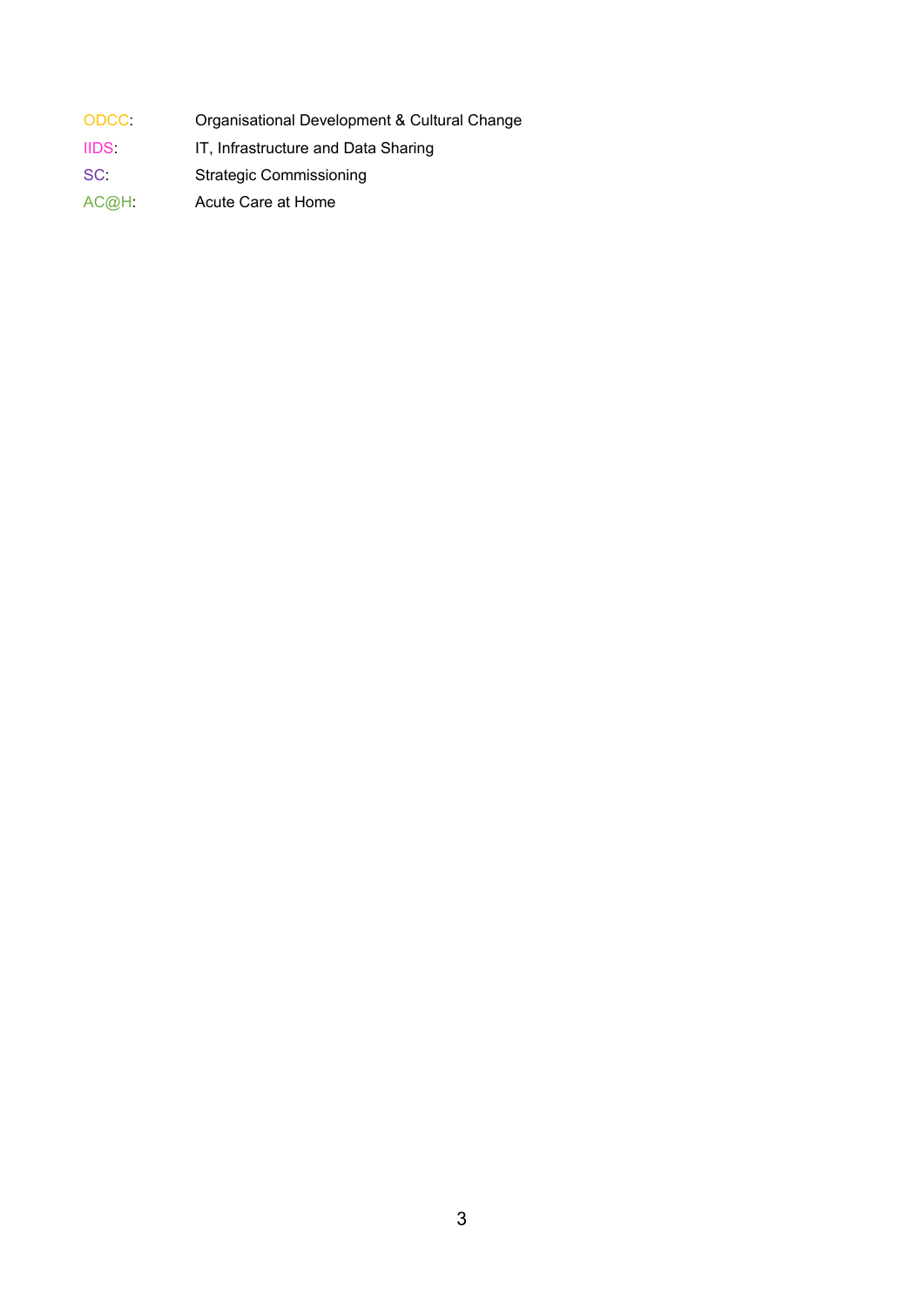ODCC: Organisational Development & Cultural Change

IIDS: IT, Infrastructure and Data Sharing

SC: Strategic Commissioning

AC@H: Acute Care at Home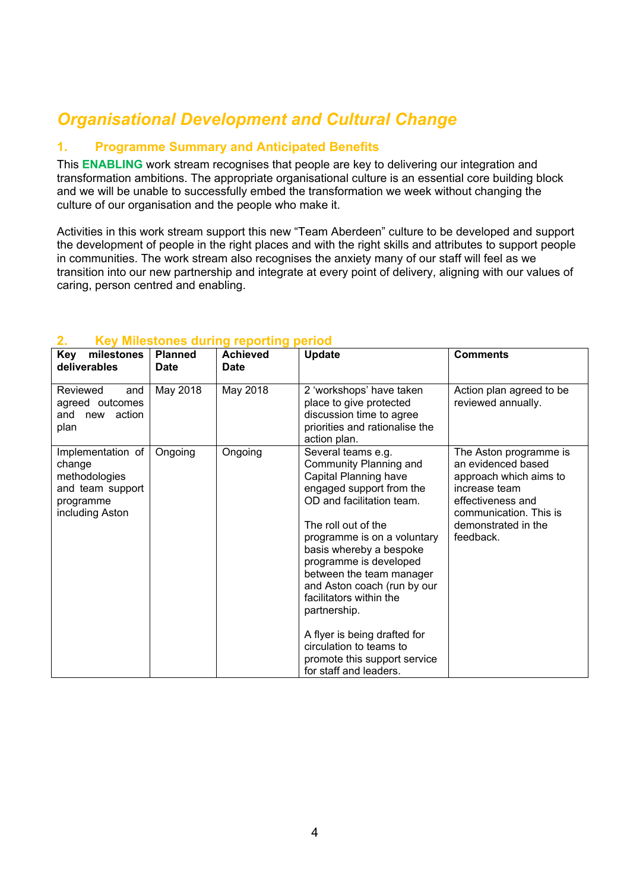# *Organisational Development and Cultural Change*

## 1. Programme Summary and Anticipated Benefits

This **ENABLING** work stream recognises that people are key to delivering our integration and transformation ambitions. The appropriate organisational culture is an essential core building block and we will be unable to successfully embed the transformation we week without changing the culture of our organisation and the people who make it.

Activities in this work stream support this new "Team Aberdeen" culture to be developed and support the development of people in the right places and with the right skills and attributes to support people in communities. The work stream also recognises the anxiety many of our staff will feel as we transition into our new partnership and integrate at every point of delivery, aligning with our values of caring, person centred and enabling.

## 2. Key Milestones during reporting period

| Key milestones deliverables | Planned Date | Achieved Date | Update | Comments |
|---|---|---|---|---|
| Reviewed and agreed outcomes and new action plan | May 2018 | May 2018 | 2 'workshops' have taken place to give protected discussion time to agree priorities and rationalise the action plan. | Action plan agreed to be reviewed annually. |
| Implementation of change methodologies and team support programme including Aston | Ongoing | Ongoing | Several teams e.g. Community Planning and Capital Planning have engaged support from the OD and facilitation team.<br><br>The roll out of the programme is on a voluntary basis whereby a bespoke programme is developed between the team manager and Aston coach (run by our facilitators within the partnership.<br><br>A flyer is being drafted for circulation to teams to promote this support service for staff and leaders. | The Aston programme is an evidenced based approach which aims to increase team effectiveness and communication. This is demonstrated in the feedback. |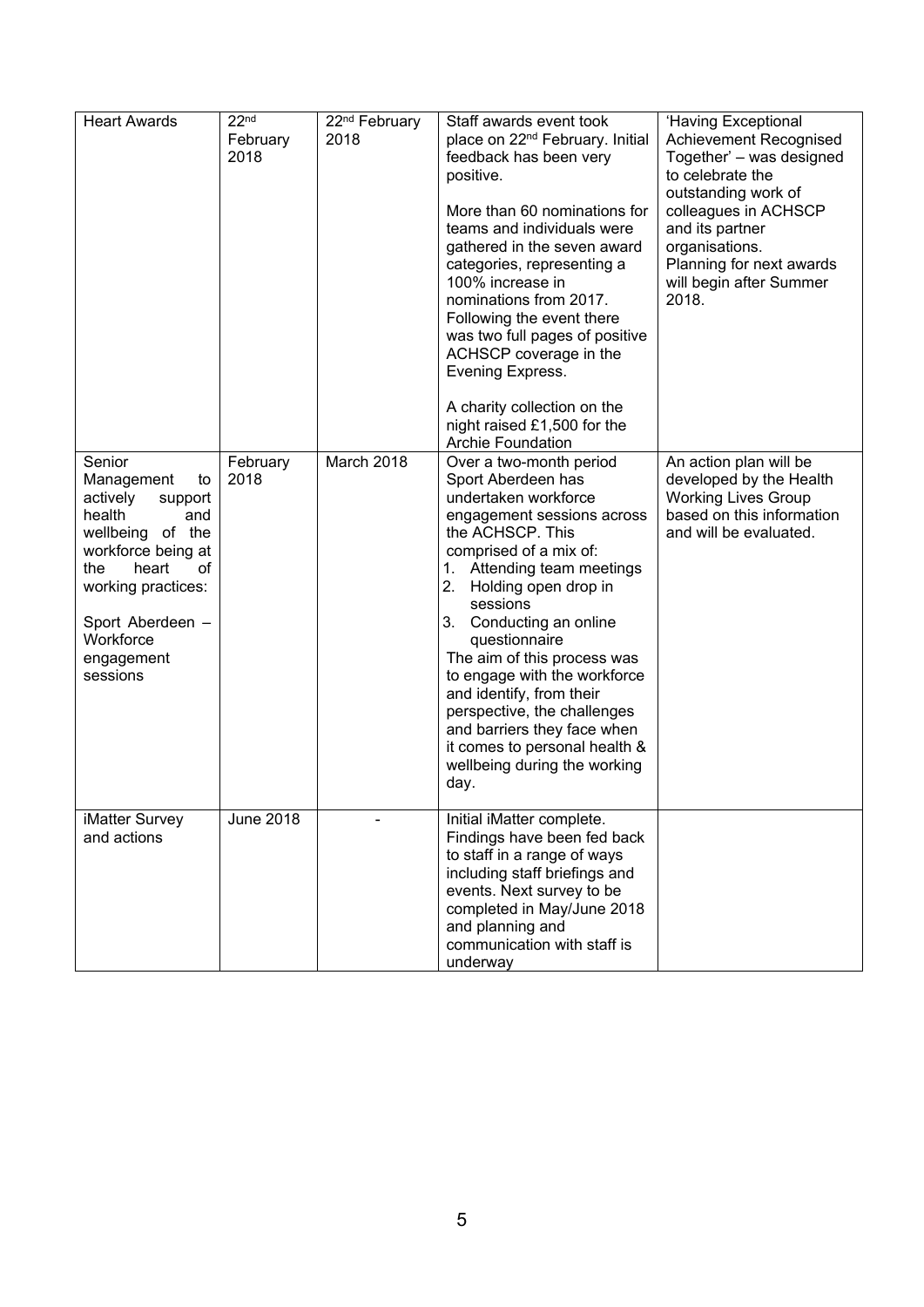| Heart Awards | 22nd February 2018 | 22nd February 2018 | Staff awards event took place on 22nd February. Initial feedback has been very positive.<br><br>More than 60 nominations for teams and individuals were gathered in the seven award categories, representing a 100% increase in nominations from 2017. Following the event there was two full pages of positive ACHSCP coverage in the Evening Express.<br><br>A charity collection on the night raised £1,500 for the Archie Foundation | 'Having Exceptional Achievement Recognised Together' – was designed to celebrate the outstanding work of colleagues in ACHSCP and its partner organisations. Planning for next awards will begin after Summer 2018. |
|---|---|---|---|---|
| Senior Management to actively support health and wellbeing of the workforce being at the heart of working practices:<br><br>Sport Aberdeen – Workforce engagement sessions | February 2018 | March 2018 | Over a two-month period Sport Aberdeen has undertaken workforce engagement sessions across the ACHSCP. This comprised of a mix of:<br>1. Attending team meetings<br>2. Holding open drop in sessions<br>3. Conducting an online questionnaire<br>The aim of this process was to engage with the workforce and identify, from their perspective, the challenges and barriers they face when it comes to personal health & wellbeing during the working day. | An action plan will be developed by the Health Working Lives Group based on this information and will be evaluated. |
| iMatter Survey and actions | June 2018 | - | Initial iMatter complete. Findings have been fed back to staff in a range of ways including staff briefings and events. Next survey to be completed in May/June 2018 and planning and communication with staff is underway | |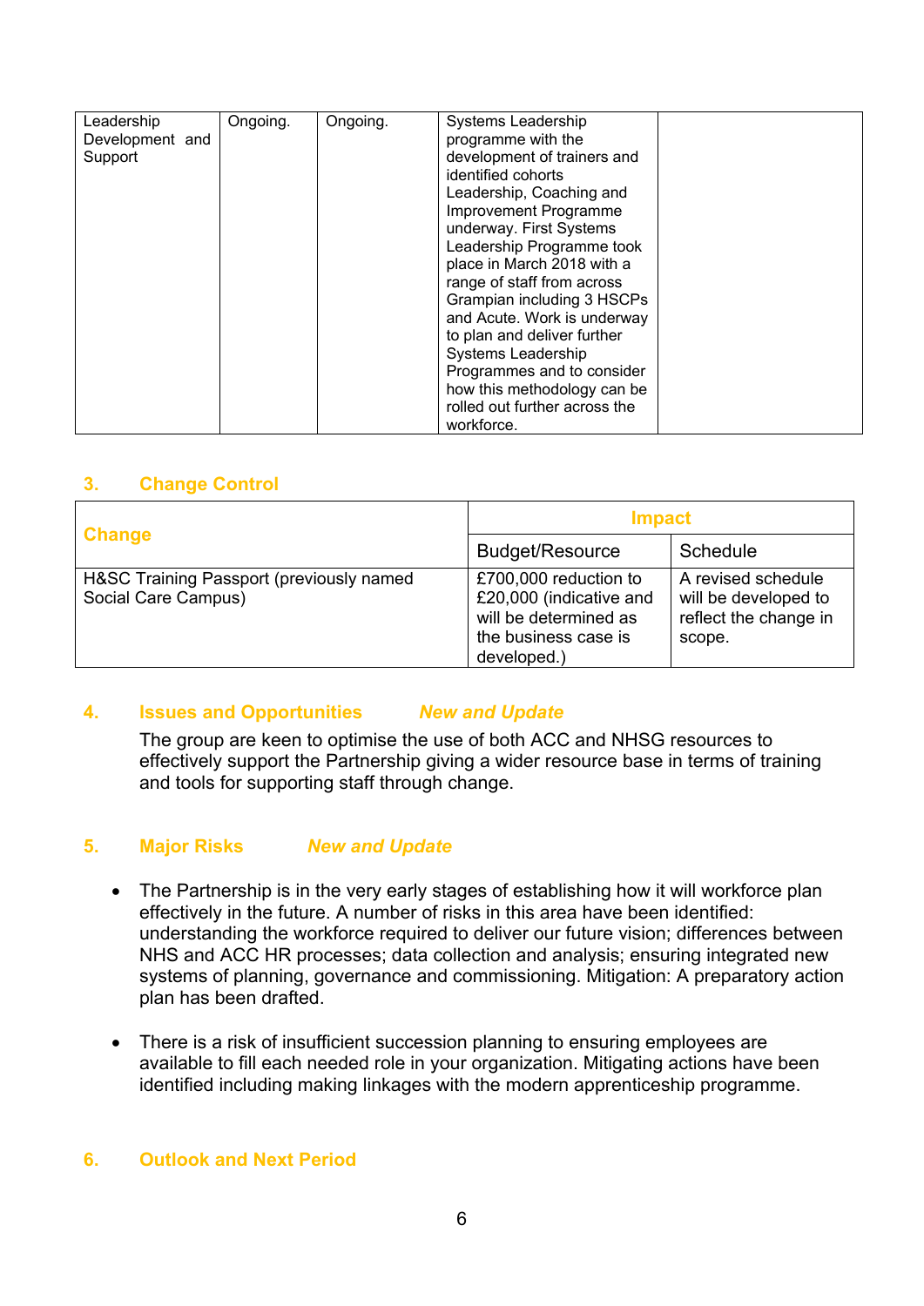| Leadership Development and Support | Ongoing. | Ongoing. | Systems Leadership programme with the development of trainers and identified cohorts Leadership, Coaching and Improvement Programme underway. First Systems Leadership Programme took place in March 2018 with a range of staff from across Grampian including 3 HSCPs and Acute. Work is underway to plan and deliver further Systems Leadership Programmes and to consider how this methodology can be rolled out further across the workforce. | |
|---|---|---|---|---|

## 3. Change Control

| Change | Impact | |
|---|---|---|
| | Budget/Resource | Schedule |
| H&SC Training Passport (previously named Social Care Campus) | £700,000 reduction to £20,000 (indicative and will be determined as the business case is developed.) | A revised schedule will be developed to reflect the change in scope. |

## 4. Issues and Opportunities *New and Update*

The group are keen to optimise the use of both ACC and NHSG resources to effectively support the Partnership giving a wider resource base in terms of training and tools for supporting staff through change.

## 5. Major Risks *New and Update*

- The Partnership is in the very early stages of establishing how it will workforce plan effectively in the future. A number of risks in this area have been identified: understanding the workforce required to deliver our future vision; differences between NHS and ACC HR processes; data collection and analysis; ensuring integrated new systems of planning, governance and commissioning. Mitigation: A preparatory action plan has been drafted.

- There is a risk of insufficient succession planning to ensuring employees are available to fill each needed role in your organization. Mitigating actions have been identified including making linkages with the modern apprenticeship programme.

## 6. Outlook and Next Period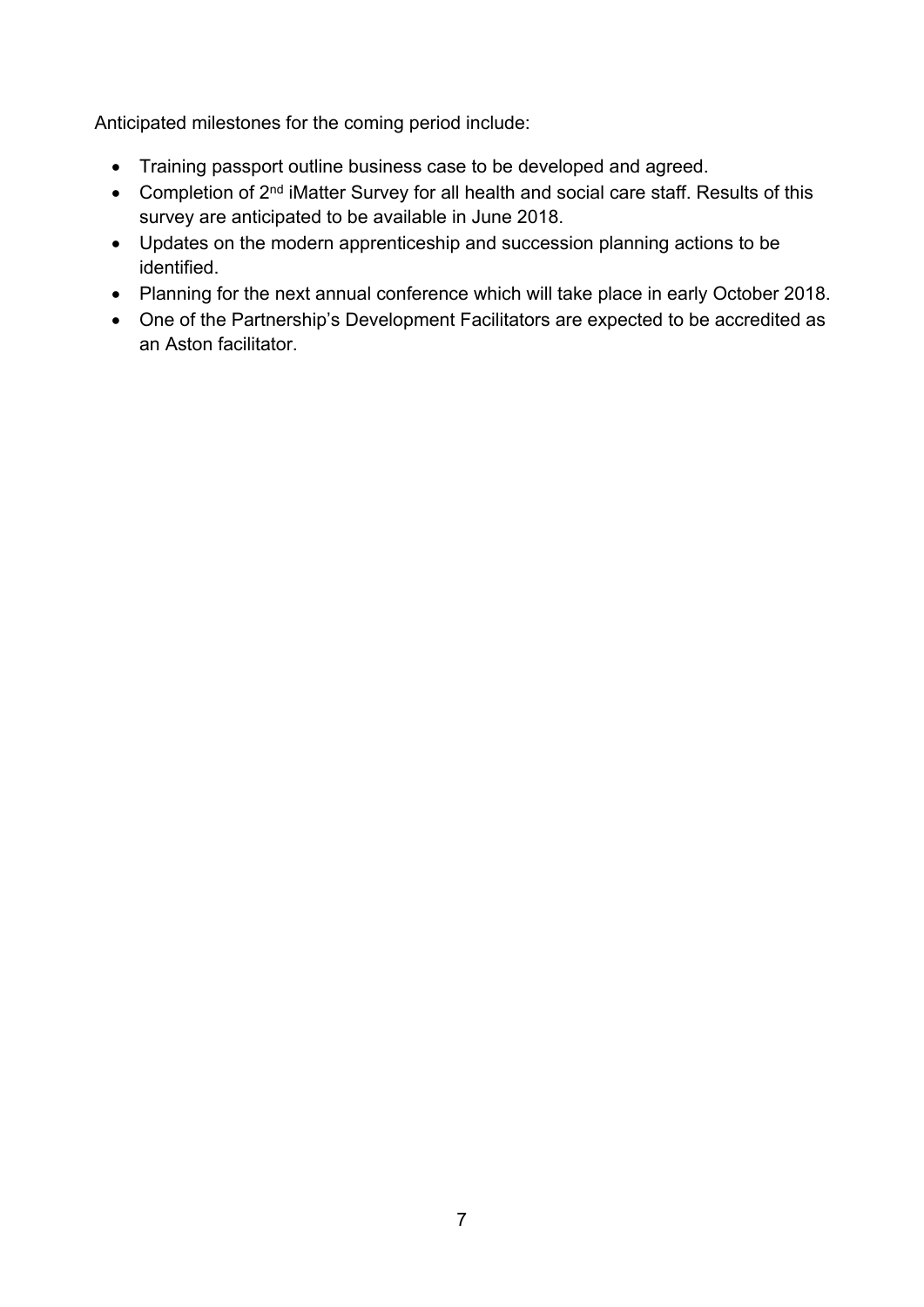Anticipated milestones for the coming period include:

- Training passport outline business case to be developed and agreed.
- Completion of 2nd iMatter Survey for all health and social care staff. Results of this survey are anticipated to be available in June 2018.
- Updates on the modern apprenticeship and succession planning actions to be identified.
- Planning for the next annual conference which will take place in early October 2018.
- One of the Partnership's Development Facilitators are expected to be accredited as an Aston facilitator.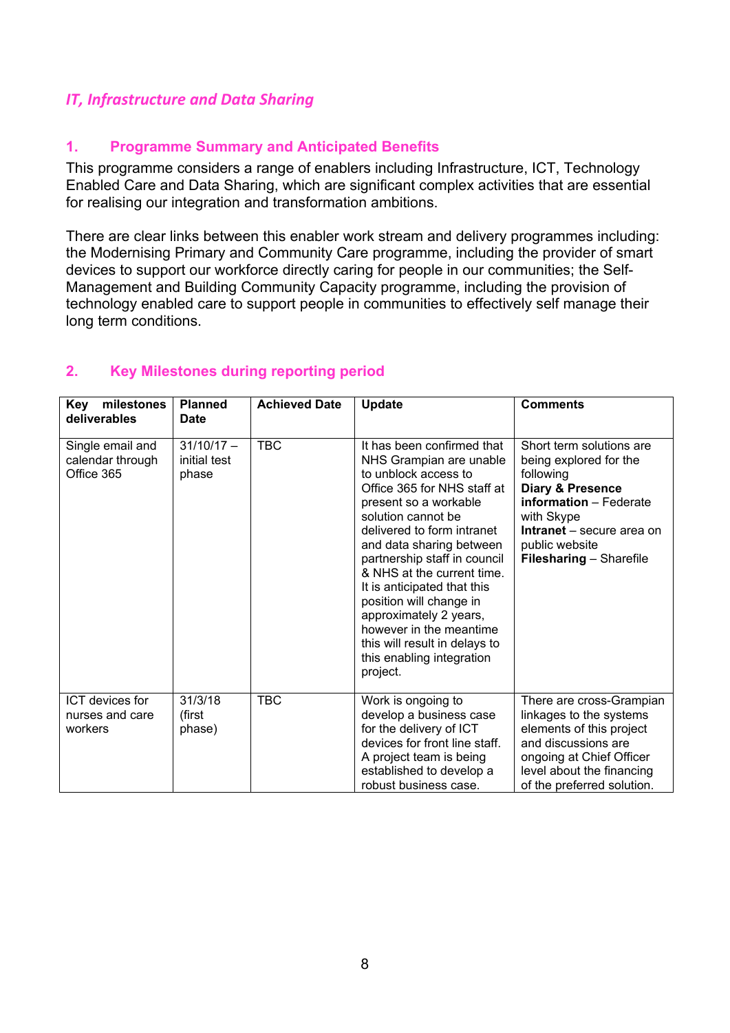## *IT, Infrastructure and Data Sharing*

### 1. Programme Summary and Anticipated Benefits

This programme considers a range of enablers including Infrastructure, ICT, Technology Enabled Care and Data Sharing, which are significant complex activities that are essential for realising our integration and transformation ambitions.

There are clear links between this enabler work stream and delivery programmes including: the Modernising Primary and Community Care programme, including the provider of smart devices to support our workforce directly caring for people in our communities; the Self-Management and Building Community Capacity programme, including the provision of technology enabled care to support people in communities to effectively self manage their long term conditions.

### 2. Key Milestones during reporting period

| Key milestones deliverables | Planned Date | Achieved Date | Update | Comments |
|---|---|---|---|---|
| Single email and calendar through Office 365 | 31/10/17 – initial test phase | TBC | It has been confirmed that NHS Grampian are unable to unblock access to Office 365 for NHS staff at present so a workable solution cannot be delivered to form intranet and data sharing between partnership staff in council & NHS at the current time. It is anticipated that this position will change in approximately 2 years, however in the meantime this will result in delays to this enabling integration project. | Short term solutions are being explored for the following **Diary & Presence information** – Federate with Skype **Intranet** – secure area on public website **Filesharing** – Sharefile |
| ICT devices for nurses and care workers | 31/3/18 (first phase) | TBC | Work is ongoing to develop a business case for the delivery of ICT devices for front line staff. A project team is being established to develop a robust business case. | There are cross-Grampian linkages to the systems elements of this project and discussions are ongoing at Chief Officer level about the financing of the preferred solution. |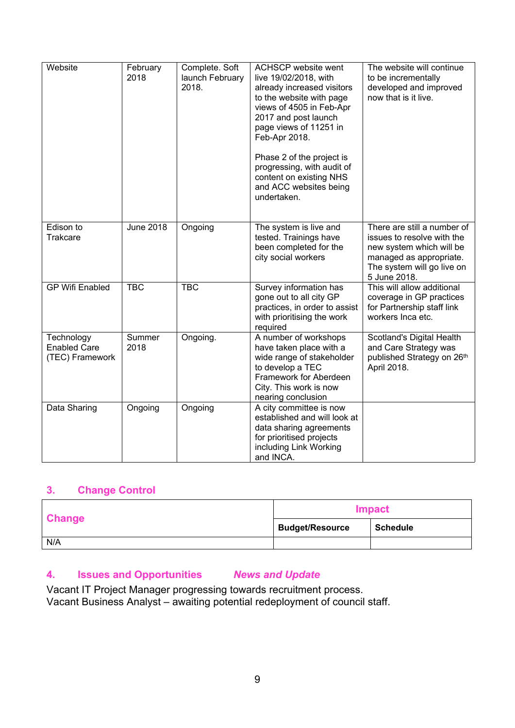| Website | February 2018 | Complete. Soft launch February 2018. | ACHSCP website went live 19/02/2018, with already increased visitors to the website with page views of 4505 in Feb-Apr 2017 and post launch page views of 11251 in Feb-Apr 2018.<br><br>Phase 2 of the project is progressing, with audit of content on existing NHS and ACC websites being undertaken. | The website will continue to be incrementally developed and improved now that is it live. |
|---|---|---|---|---|
| Edison to Trakcare | June 2018 | Ongoing | The system is live and tested. Trainings have been completed for the city social workers | There are still a number of issues to resolve with the new system which will be managed as appropriate. The system will go live on 5 June 2018. |
| GP Wifi Enabled | TBC | TBC | Survey information has gone out to all city GP practices, in order to assist with prioritising the work required | This will allow additional coverage in GP practices for Partnership staff link workers Inca etc. |
| Technology Enabled Care (TEC) Framework | Summer 2018 | Ongoing. | A number of workshops have taken place with a wide range of stakeholder to develop a TEC Framework for Aberdeen City. This work is now nearing conclusion | Scotland's Digital Health and Care Strategy was published Strategy on 26th April 2018. |
| Data Sharing | Ongoing | Ongoing | A city committee is now established and will look at data sharing agreements for prioritised projects including Link Working and INCA. | |

## 3. Change Control

| Change | Impact | |
|---|---|---|
| | **Budget/Resource** | **Schedule** |
| N/A | | |

## 4. Issues and Opportunities *News and Update*

Vacant IT Project Manager progressing towards recruitment process.
Vacant Business Analyst – awaiting potential redeployment of council staff.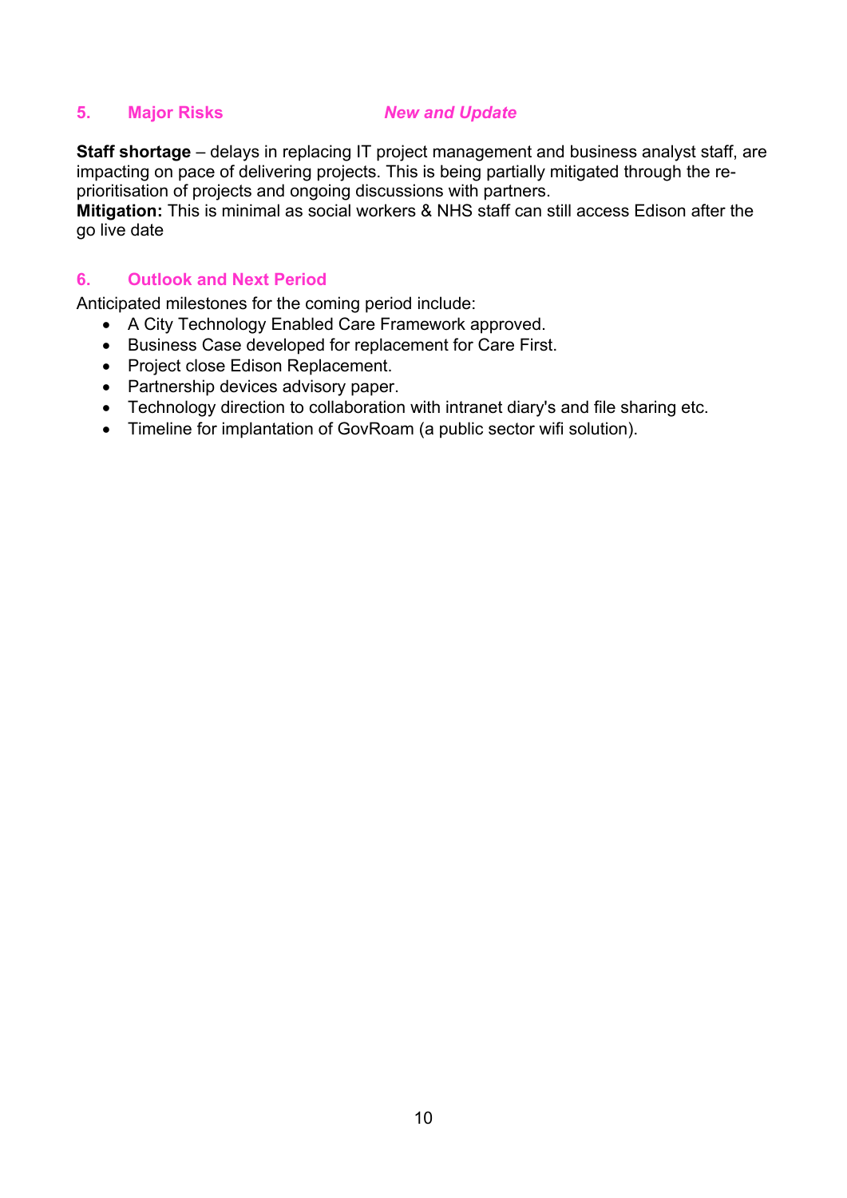## 5. Major Risks *New and Update*

**Staff shortage** – delays in replacing IT project management and business analyst staff, are impacting on pace of delivering projects. This is being partially mitigated through the re-prioritisation of projects and ongoing discussions with partners.
**Mitigation:** This is minimal as social workers & NHS staff can still access Edison after the go live date

## 6. Outlook and Next Period

Anticipated milestones for the coming period include:

- A City Technology Enabled Care Framework approved.
- Business Case developed for replacement for Care First.
- Project close Edison Replacement.
- Partnership devices advisory paper.
- Technology direction to collaboration with intranet diary's and file sharing etc.
- Timeline for implantation of GovRoam (a public sector wifi solution).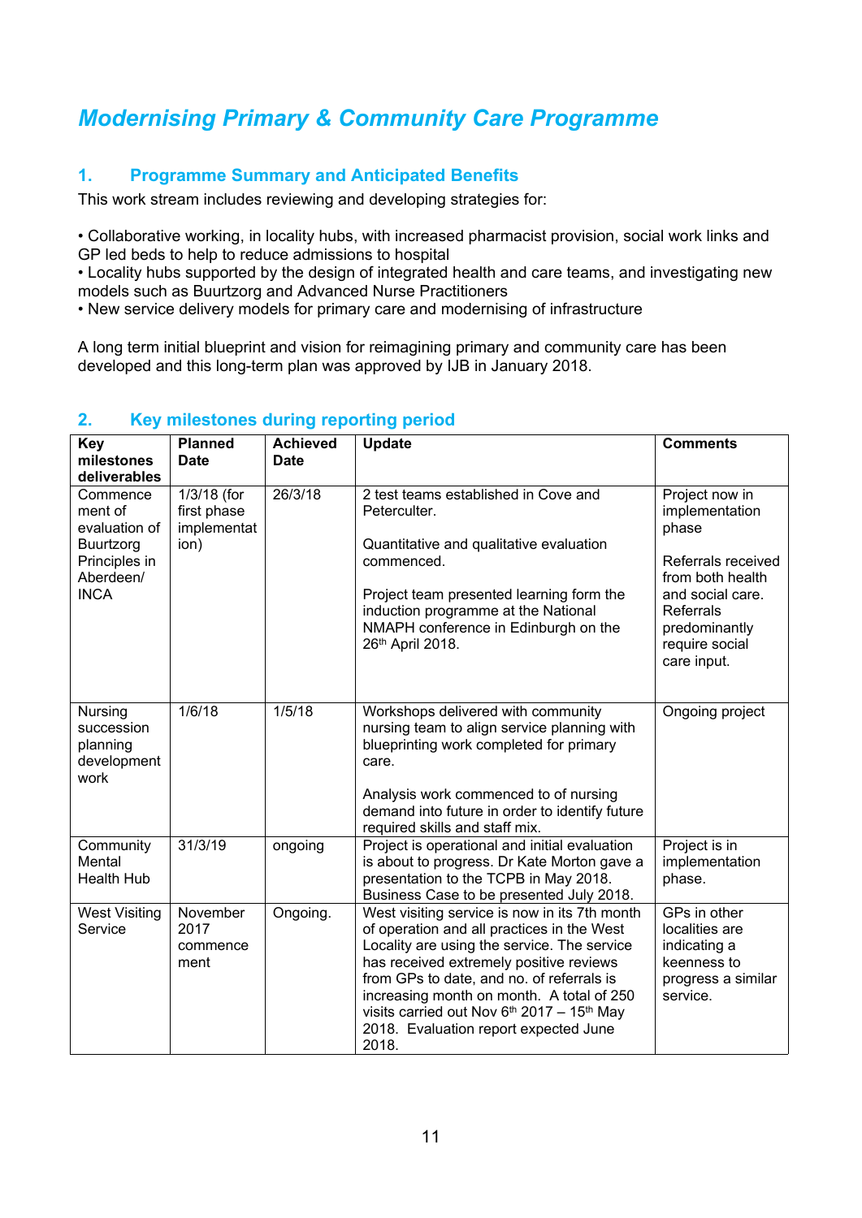# *Modernising Primary & Community Care Programme*

## 1. Programme Summary and Anticipated Benefits

This work stream includes reviewing and developing strategies for:

• Collaborative working, in locality hubs, with increased pharmacist provision, social work links and GP led beds to help to reduce admissions to hospital
• Locality hubs supported by the design of integrated health and care teams, and investigating new models such as Buurtzorg and Advanced Nurse Practitioners
• New service delivery models for primary care and modernising of infrastructure

A long term initial blueprint and vision for reimagining primary and community care has been developed and this long-term plan was approved by IJB in January 2018.

## 2. Key milestones during reporting period

| Key milestones deliverables | Planned Date | Achieved Date | Update | Comments |
|---|---|---|---|---|
| Commencement of evaluation of Buurtzorg Principles in Aberdeen/ INCA | 1/3/18 (for first phase implementation) | 26/3/18 | 2 test teams established in Cove and Peterculter.<br><br>Quantitative and qualitative evaluation commenced.<br><br>Project team presented learning form the induction programme at the National NMAPH conference in Edinburgh on the 26th April 2018. | Project now in implementation phase<br><br>Referrals received from both health and social care. Referrals predominantly require social care input. |
| Nursing succession planning development work | 1/6/18 | 1/5/18 | Workshops delivered with community nursing team to align service planning with blueprinting work completed for primary care.<br><br>Analysis work commenced to of nursing demand into future in order to identify future required skills and staff mix. | Ongoing project |
| Community Mental Health Hub | 31/3/19 | ongoing | Project is operational and initial evaluation is about to progress. Dr Kate Morton gave a presentation to the TCPB in May 2018. Business Case to be presented July 2018. | Project is in implementation phase. |
| West Visiting Service | November 2017 commencement | Ongoing. | West visiting service is now in its 7th month of operation and all practices in the West Locality are using the service. The service has received extremely positive reviews from GPs to date, and no. of referrals is increasing month on month. A total of 250 visits carried out Nov 6th 2017 – 15th May 2018. Evaluation report expected June 2018. | GPs in other localities are indicating a keenness to progress a similar service. |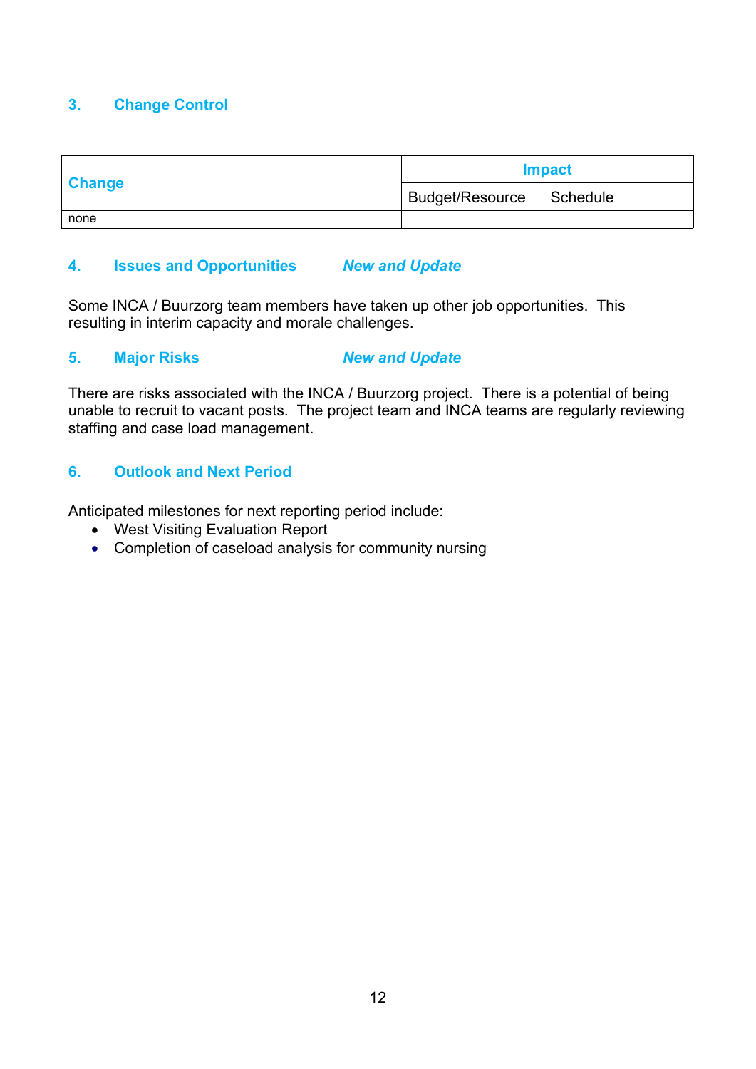## 3. Change Control

| Change | Impact | |
|---|---|---|
| | Budget/Resource | Schedule |
| none | | |

## 4. Issues and Opportunities *New and Update*

Some INCA / Buurzorg team members have taken up other job opportunities. This resulting in interim capacity and morale challenges.

## 5. Major Risks *New and Update*

There are risks associated with the INCA / Buurzorg project. There is a potential of being unable to recruit to vacant posts. The project team and INCA teams are regularly reviewing staffing and case load management.

## 6. Outlook and Next Period

Anticipated milestones for next reporting period include:

- West Visiting Evaluation Report
- Completion of caseload analysis for community nursing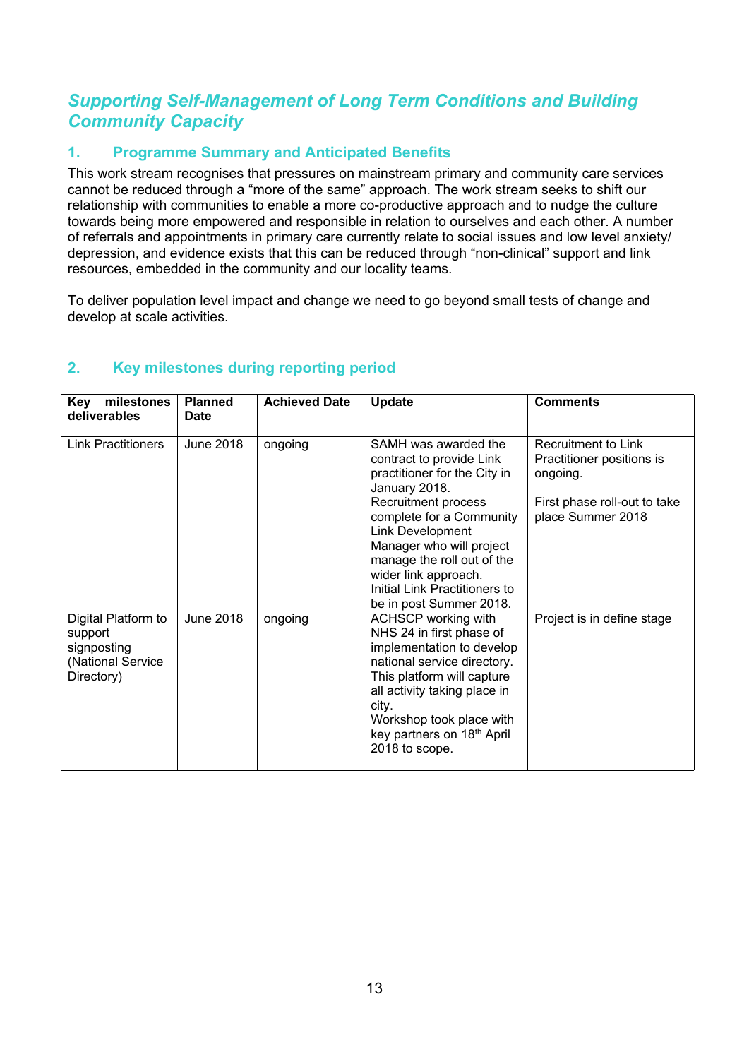## *Supporting Self-Management of Long Term Conditions and Building Community Capacity*

### 1. Programme Summary and Anticipated Benefits

This work stream recognises that pressures on mainstream primary and community care services cannot be reduced through a “more of the same” approach. The work stream seeks to shift our relationship with communities to enable a more co-productive approach and to nudge the culture towards being more empowered and responsible in relation to ourselves and each other. A number of referrals and appointments in primary care currently relate to social issues and low level anxiety/ depression, and evidence exists that this can be reduced through “non-clinical” support and link resources, embedded in the community and our locality teams.

To deliver population level impact and change we need to go beyond small tests of change and develop at scale activities.

### 2. Key milestones during reporting period

| Key milestones deliverables | Planned Date | Achieved Date | Update | Comments |
|---|---|---|---|---|
| Link Practitioners | June 2018 | ongoing | SAMH was awarded the contract to provide Link practitioner for the City in January 2018. Recruitment process complete for a Community Link Development Manager who will project manage the roll out of the wider link approach. Initial Link Practitioners to be in post Summer 2018. | Recruitment to Link Practitioner positions is ongoing. First phase roll-out to take place Summer 2018 |
| Digital Platform to support signposting (National Service Directory) | June 2018 | ongoing | ACHSCP working with NHS 24 in first phase of implementation to develop national service directory. This platform will capture all activity taking place in city. Workshop took place with key partners on 18th April 2018 to scope. | Project is in define stage |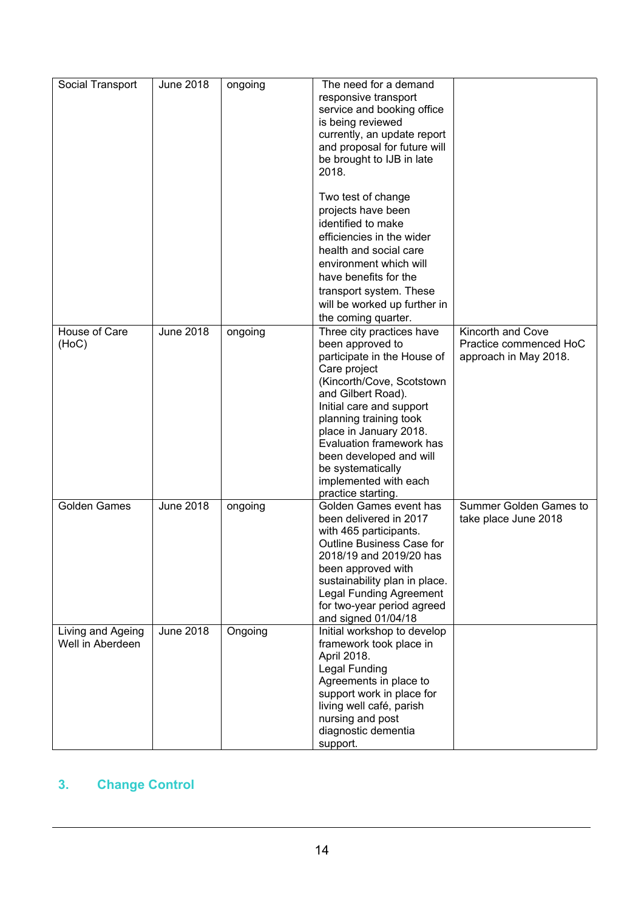| Social Transport | June 2018 | ongoing | The need for a demand responsive transport service and booking office is being reviewed currently, an update report and proposal for future will be brought to IJB in late 2018.<br><br>Two test of change projects have been identified to make efficiencies in the wider health and social care environment which will have benefits for the transport system. These will be worked up further in the coming quarter. | |
|---|---|---|---|---|
| House of Care (HoC) | June 2018 | ongoing | Three city practices have been approved to participate in the House of Care project (Kincorth/Cove, Scotstown and Gilbert Road). Initial care and support planning training took place in January 2018. Evaluation framework has been developed and will be systematically implemented with each practice starting. | Kincorth and Cove Practice commenced HoC approach in May 2018. |
| Golden Games | June 2018 | ongoing | Golden Games event has been delivered in 2017 with 465 participants. Outline Business Case for 2018/19 and 2019/20 has been approved with sustainability plan in place. Legal Funding Agreement for two-year period agreed and signed 01/04/18 | Summer Golden Games to take place June 2018 |
| Living and Ageing Well in Aberdeen | June 2018 | Ongoing | Initial workshop to develop framework took place in April 2018. Legal Funding Agreements in place to support work in place for living well café, parish nursing and post diagnostic dementia support. | |

## 3. Change Control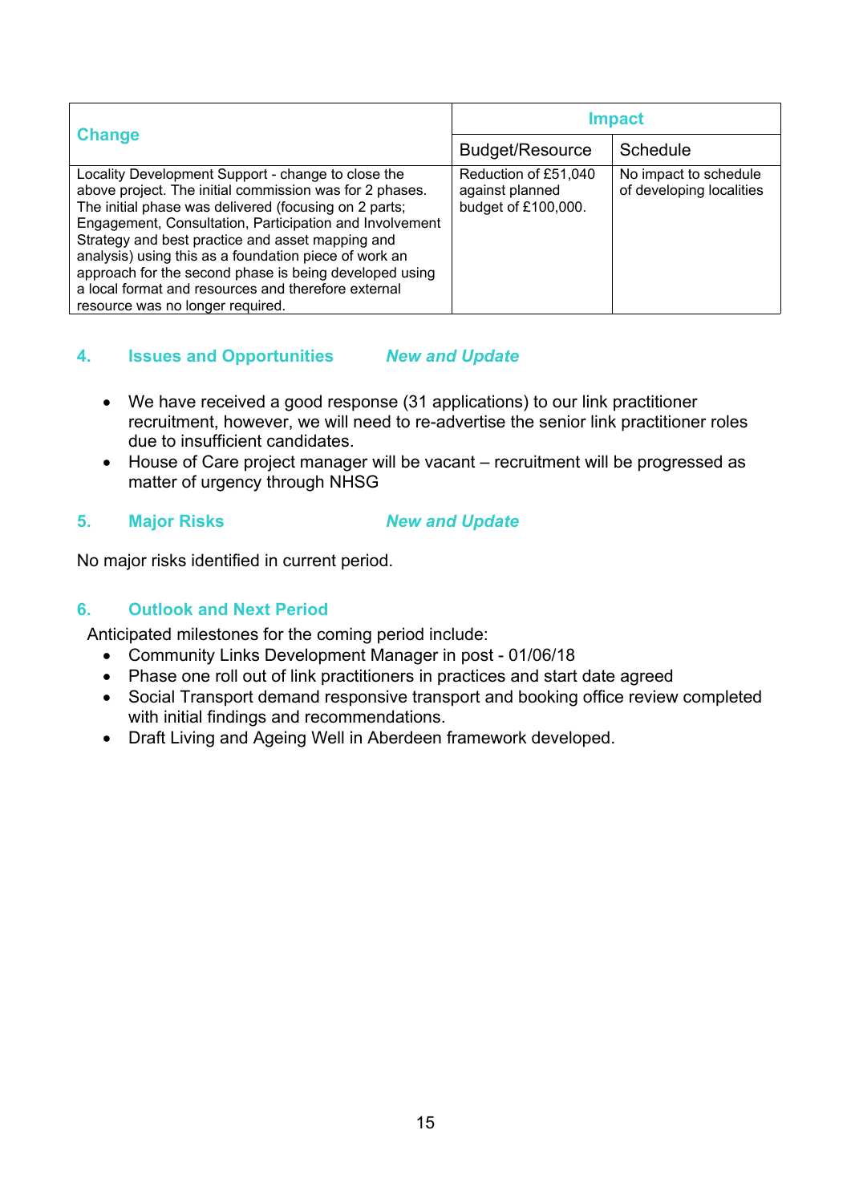| Change | Impact | |
|---|---|---|
| | Budget/Resource | Schedule |
| Locality Development Support - change to close the above project. The initial commission was for 2 phases. The initial phase was delivered (focusing on 2 parts; Engagement, Consultation, Participation and Involvement Strategy and best practice and asset mapping and analysis) using this as a foundation piece of work an approach for the second phase is being developed using a local format and resources and therefore external resource was no longer required. | Reduction of £51,040 against planned budget of £100,000. | No impact to schedule of developing localities |

## 4. Issues and Opportunities *New and Update*

- We have received a good response (31 applications) to our link practitioner recruitment, however, we will need to re-advertise the senior link practitioner roles due to insufficient candidates.
- House of Care project manager will be vacant – recruitment will be progressed as matter of urgency through NHSG

## 5. Major Risks *New and Update*

No major risks identified in current period.

## 6. Outlook and Next Period

Anticipated milestones for the coming period include:

- Community Links Development Manager in post - 01/06/18
- Phase one roll out of link practitioners in practices and start date agreed
- Social Transport demand responsive transport and booking office review completed with initial findings and recommendations.
- Draft Living and Ageing Well in Aberdeen framework developed.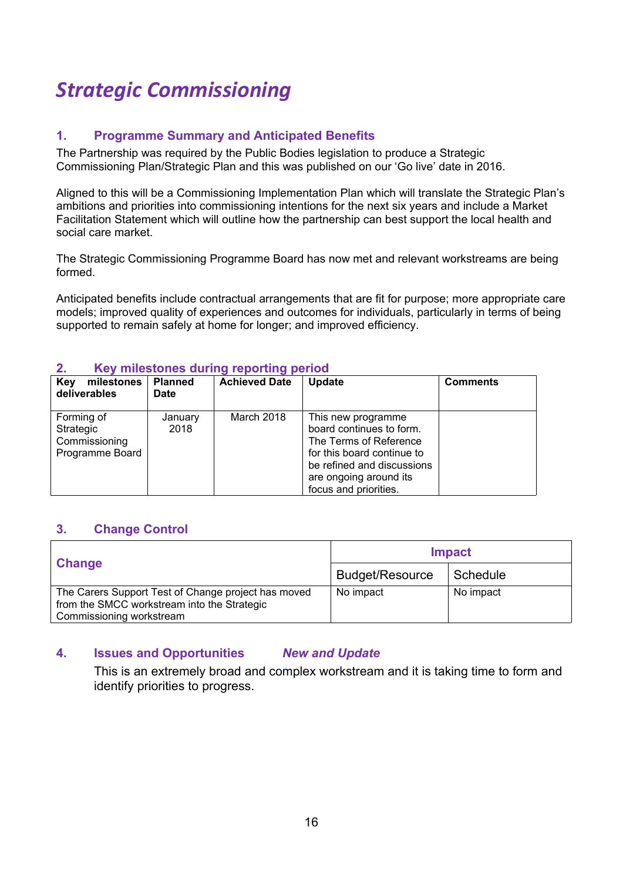# *Strategic Commissioning*

## 1. Programme Summary and Anticipated Benefits

The Partnership was required by the Public Bodies legislation to produce a Strategic Commissioning Plan/Strategic Plan and this was published on our 'Go live' date in 2016.

Aligned to this will be a Commissioning Implementation Plan which will translate the Strategic Plan's ambitions and priorities into commissioning intentions for the next six years and include a Market Facilitation Statement which will outline how the partnership can best support the local health and social care market.

The Strategic Commissioning Programme Board has now met and relevant workstreams are being formed.

Anticipated benefits include contractual arrangements that are fit for purpose; more appropriate care models; improved quality of experiences and outcomes for individuals, particularly in terms of being supported to remain safely at home for longer; and improved efficiency.

## 2. Key milestones during reporting period

| Key milestones deliverables | Planned Date | Achieved Date | Update | Comments |
|---|---|---|---|---|
| Forming of Strategic Commissioning Programme Board | January 2018 | March 2018 | This new programme board continues to form. The Terms of Reference for this board continue to be refined and discussions are ongoing around its focus and priorities. | |

## 3. Change Control

| Change | Impact | |
|---|---|---|
| | Budget/Resource | Schedule |
| The Carers Support Test of Change project has moved from the SMCC workstream into the Strategic Commissioning workstream | No impact | No impact |

## 4. Issues and Opportunities *New and Update*

This is an extremely broad and complex workstream and it is taking time to form and identify priorities to progress.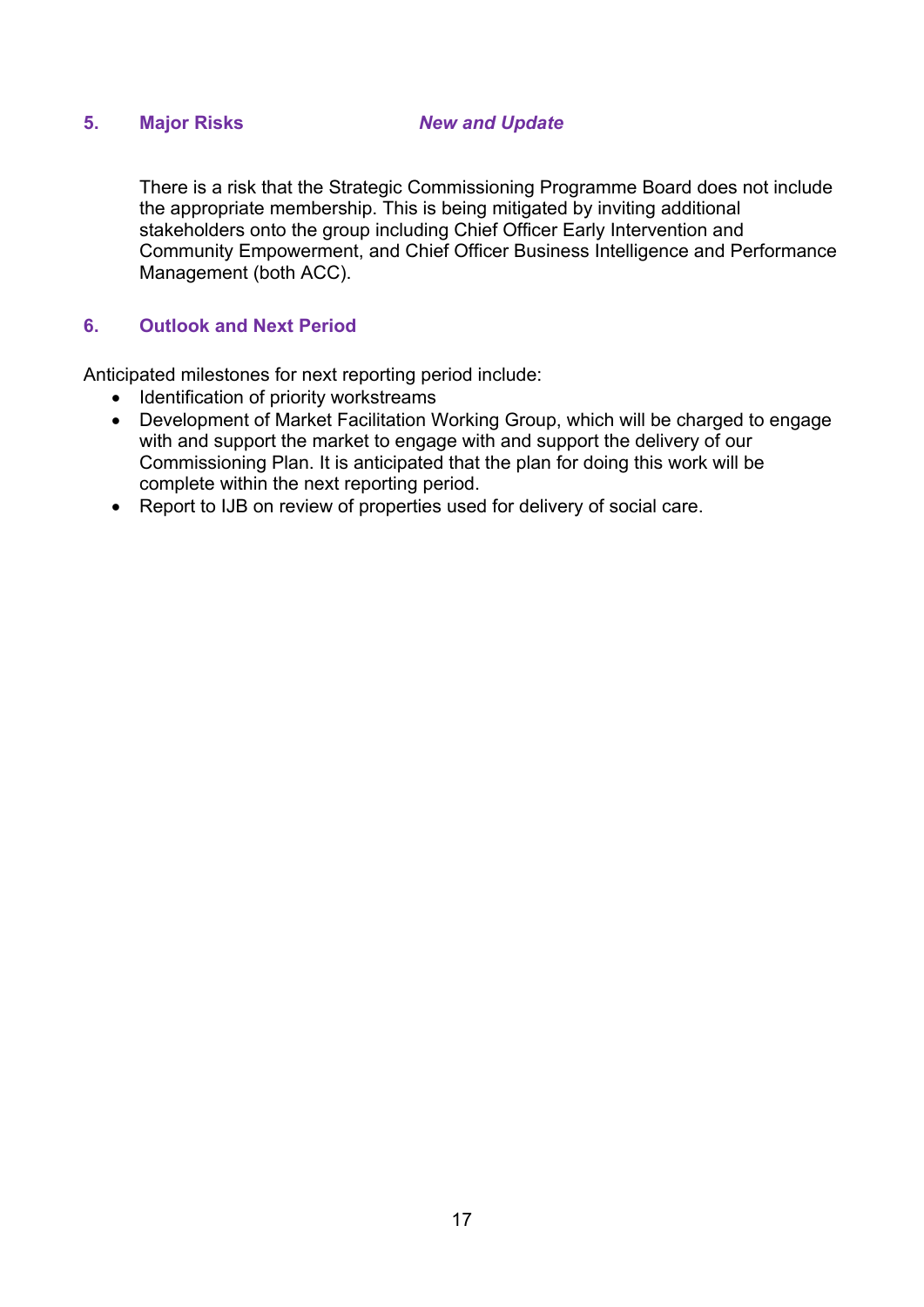## 5. Major Risks *New and Update*

There is a risk that the Strategic Commissioning Programme Board does not include the appropriate membership. This is being mitigated by inviting additional stakeholders onto the group including Chief Officer Early Intervention and Community Empowerment, and Chief Officer Business Intelligence and Performance Management (both ACC).

## 6. Outlook and Next Period

Anticipated milestones for next reporting period include:

- Identification of priority workstreams
- Development of Market Facilitation Working Group, which will be charged to engage with and support the market to engage with and support the delivery of our Commissioning Plan. It is anticipated that the plan for doing this work will be complete within the next reporting period.
- Report to IJB on review of properties used for delivery of social care.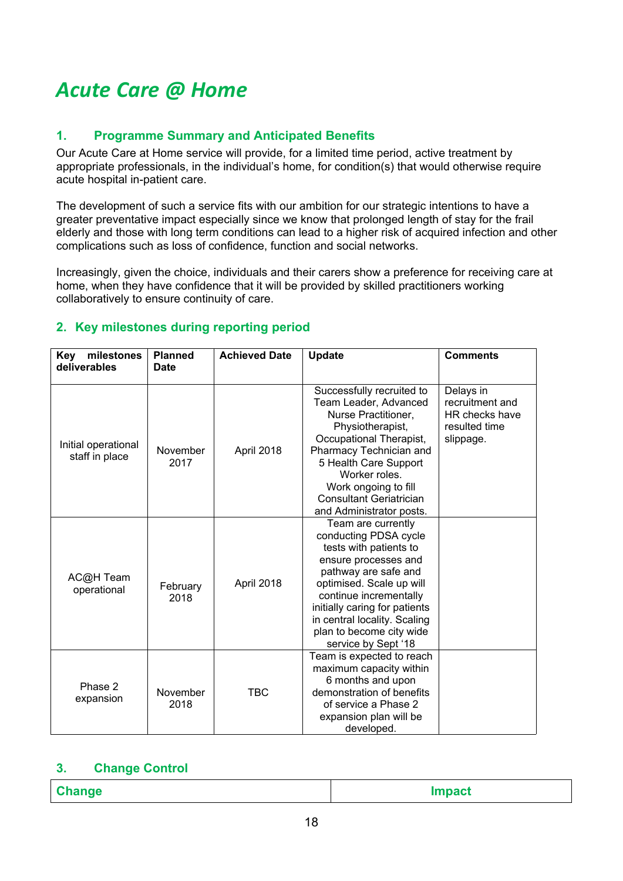# Acute Care @ Home

## 1. Programme Summary and Anticipated Benefits

Our Acute Care at Home service will provide, for a limited time period, active treatment by appropriate professionals, in the individual's home, for condition(s) that would otherwise require acute hospital in-patient care.

The development of such a service fits with our ambition for our strategic intentions to have a greater preventative impact especially since we know that prolonged length of stay for the frail elderly and those with long term conditions can lead to a higher risk of acquired infection and other complications such as loss of confidence, function and social networks.

Increasingly, given the choice, individuals and their carers show a preference for receiving care at home, when they have confidence that it will be provided by skilled practitioners working collaboratively to ensure continuity of care.

## 2. Key milestones during reporting period

| Key milestones deliverables | Planned Date | Achieved Date | Update | Comments |
|---|---|---|---|---|
| Initial operational staff in place | November 2017 | April 2018 | Successfully recruited to Team Leader, Advanced Nurse Practitioner, Physiotherapist, Occupational Therapist, Pharmacy Technician and 5 Health Care Support Worker roles. Work ongoing to fill Consultant Geriatrician and Administrator posts. | Delays in recruitment and HR checks have resulted time slippage. |
| AC@H Team operational | February 2018 | April 2018 | Team are currently conducting PDSA cycle tests with patients to ensure processes and pathway are safe and optimised. Scale up will continue incrementally initially caring for patients in central locality. Scaling plan to become city wide service by Sept '18 | |
| Phase 2 expansion | November 2018 | TBC | Team is expected to reach maximum capacity within 6 months and upon demonstration of benefits of service a Phase 2 expansion plan will be developed. | |

## 3. Change Control

| Change | Impact |
|---|---|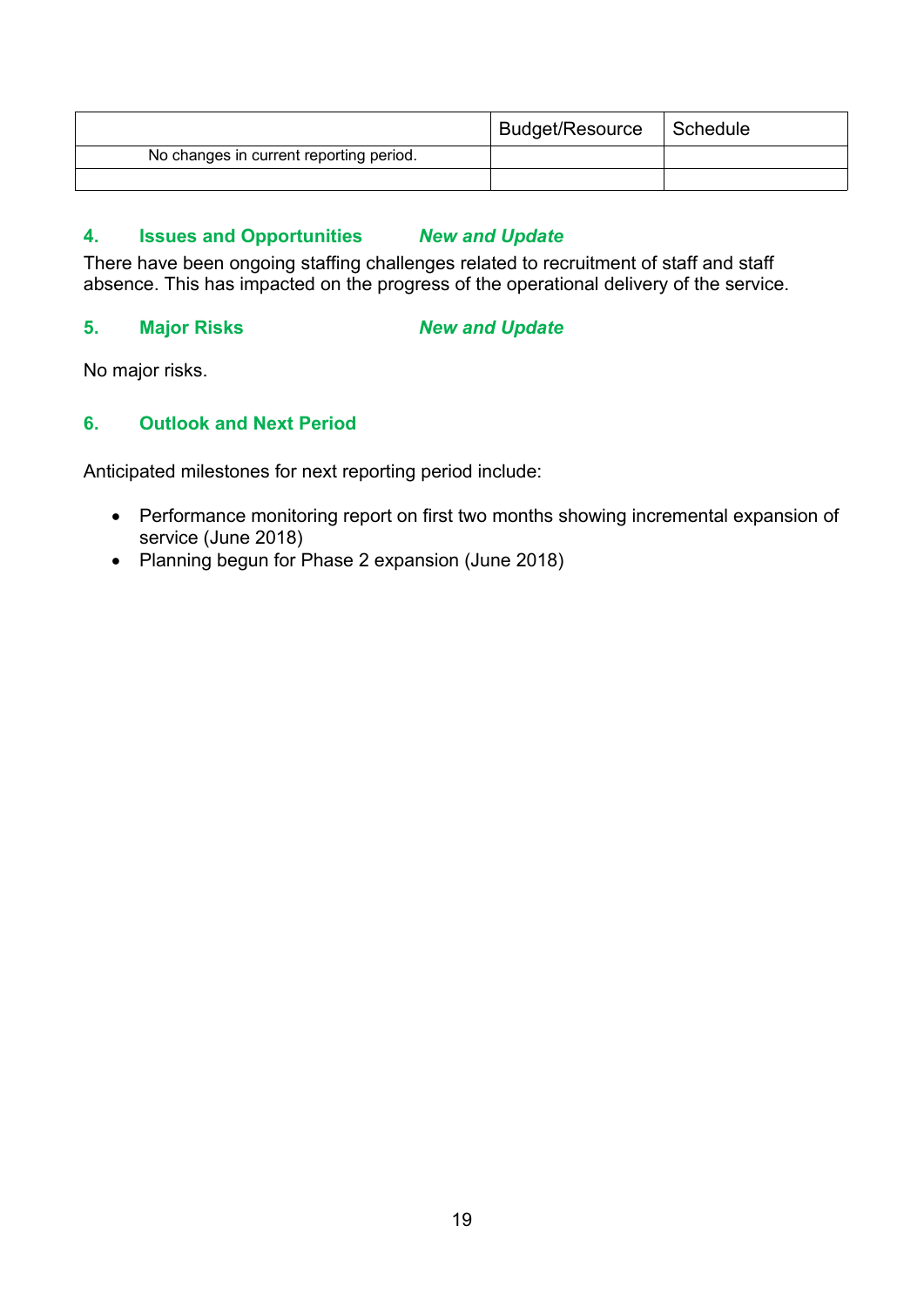| | Budget/Resource | Schedule |
|---|---|---|
| No changes in current reporting period. | | |
| | | |

## 4. Issues and Opportunities *New and Update*

There have been ongoing staffing challenges related to recruitment of staff and staff absence. This has impacted on the progress of the operational delivery of the service.

## 5. Major Risks *New and Update*

No major risks.

## 6. Outlook and Next Period

Anticipated milestones for next reporting period include:

- Performance monitoring report on first two months showing incremental expansion of service (June 2018)
- Planning begun for Phase 2 expansion (June 2018)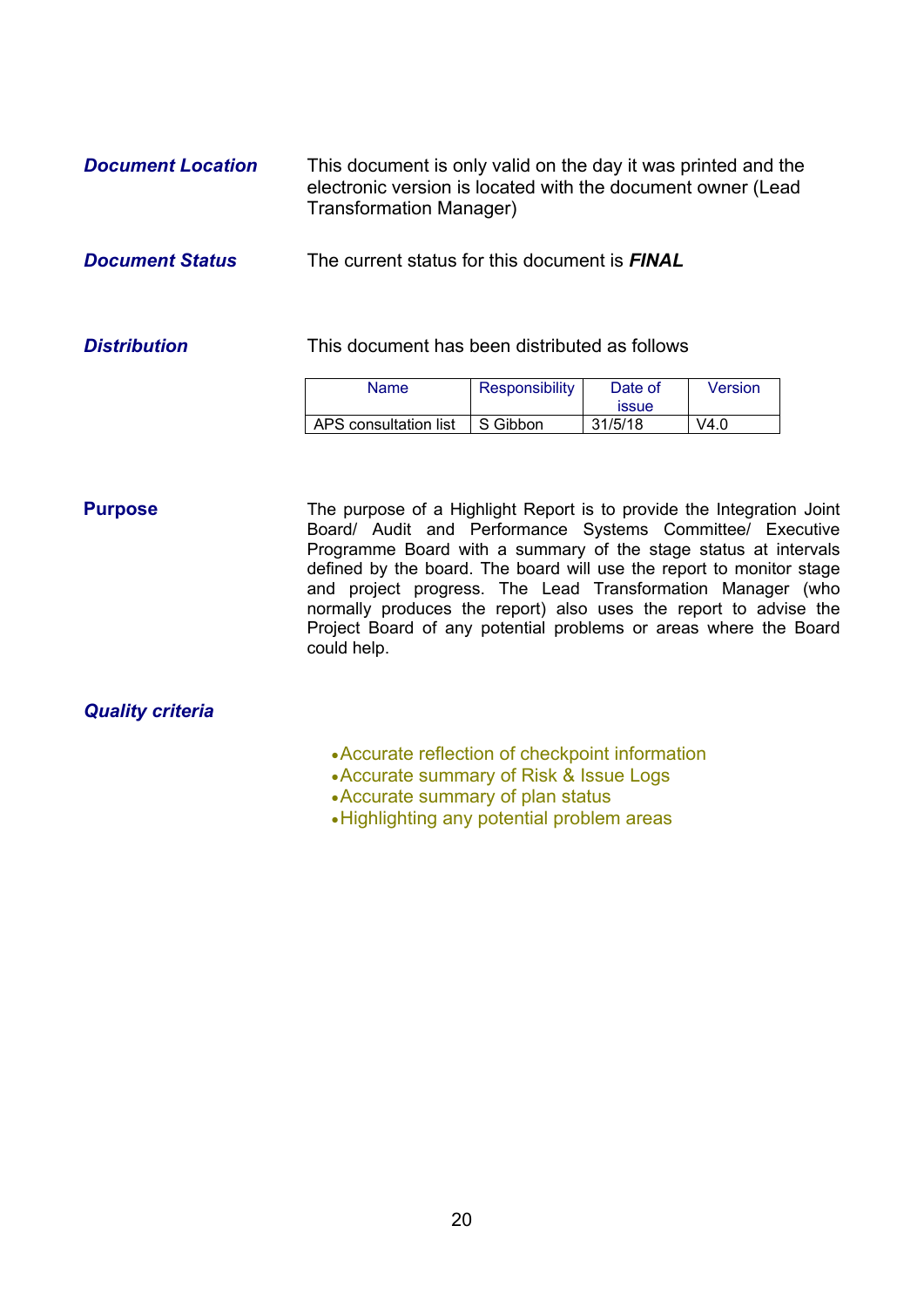***Document Location***

This document is only valid on the day it was printed and the electronic version is located with the document owner (Lead Transformation Manager)

***Document Status***

The current status for this document is ***FINAL***

***Distribution***

This document has been distributed as follows

| Name | Responsibility | Date of issue | Version |
|---|---|---|---|
| APS consultation list | S Gibbon | 31/5/18 | V4.0 |

**Purpose**

The purpose of a Highlight Report is to provide the Integration Joint Board/ Audit and Performance Systems Committee/ Executive Programme Board with a summary of the stage status at intervals defined by the board. The board will use the report to monitor stage and project progress. The Lead Transformation Manager (who normally produces the report) also uses the report to advise the Project Board of any potential problems or areas where the Board could help.

***Quality criteria***

- Accurate reflection of checkpoint information
- Accurate summary of Risk & Issue Logs
- Accurate summary of plan status
- Highlighting any potential problem areas